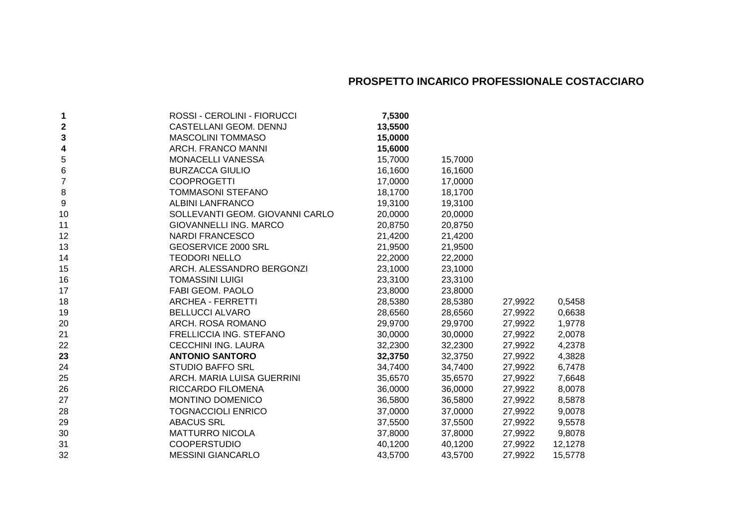# PROSPETTO INCARICO PROFESSIONALE COSTACCIARO

| | | | | | |
|---|---|---|---|---|---|
| **1** | ROSSI - CEROLINI - FIORUCCI | **7,5300** | | | |
| **2** | CASTELLANI GEOM. DENNJ | **13,5500** | | | |
| **3** | MASCOLINI TOMMASO | **15,0000** | | | |
| **4** | ARCH. FRANCO MANNI | **15,6000** | | | |
| 5 | MONACELLI VANESSA | 15,7000 | 15,7000 | | |
| 6 | BURZACCA GIULIO | 16,1600 | 16,1600 | | |
| 7 | COOPROGETTI | 17,0000 | 17,0000 | | |
| 8 | TOMMASONI STEFANO | 18,1700 | 18,1700 | | |
| 9 | ALBINI LANFRANCO | 19,3100 | 19,3100 | | |
| 10 | SOLLEVANTI GEOM. GIOVANNI CARLO | 20,0000 | 20,0000 | | |
| 11 | GIOVANNELLI ING. MARCO | 20,8750 | 20,8750 | | |
| 12 | NARDI FRANCESCO | 21,4200 | 21,4200 | | |
| 13 | GEOSERVICE 2000 SRL | 21,9500 | 21,9500 | | |
| 14 | TEODORI NELLO | 22,2000 | 22,2000 | | |
| 15 | ARCH. ALESSANDRO BERGONZI | 23,1000 | 23,1000 | | |
| 16 | TOMASSINI LUIGI | 23,3100 | 23,3100 | | |
| 17 | FABI GEOM. PAOLO | 23,8000 | 23,8000 | | |
| 18 | ARCHEA - FERRETTI | 28,5380 | 28,5380 | 27,9922 | 0,5458 |
| 19 | BELLUCCI ALVARO | 28,6560 | 28,6560 | 27,9922 | 0,6638 |
| 20 | ARCH. ROSA ROMANO | 29,9700 | 29,9700 | 27,9922 | 1,9778 |
| 21 | FRELLICCIA ING. STEFANO | 30,0000 | 30,0000 | 27,9922 | 2,0078 |
| 22 | CECCHINI ING. LAURA | 32,2300 | 32,2300 | 27,9922 | 4,2378 |
| **23** | **ANTONIO SANTORO** | **32,3750** | 32,3750 | 27,9922 | 4,3828 |
| 24 | STUDIO BAFFO SRL | 34,7400 | 34,7400 | 27,9922 | 6,7478 |
| 25 | ARCH. MARIA LUISA GUERRINI | 35,6570 | 35,6570 | 27,9922 | 7,6648 |
| 26 | RICCARDO FILOMENA | 36,0000 | 36,0000 | 27,9922 | 8,0078 |
| 27 | MONTINO DOMENICO | 36,5800 | 36,5800 | 27,9922 | 8,5878 |
| 28 | TOGNACCIOLI ENRICO | 37,0000 | 37,0000 | 27,9922 | 9,0078 |
| 29 | ABACUS SRL | 37,5500 | 37,5500 | 27,9922 | 9,5578 |
| 30 | MATTURRO NICOLA | 37,8000 | 37,8000 | 27,9922 | 9,8078 |
| 31 | COOPERSTUDIO | 40,1200 | 40,1200 | 27,9922 | 12,1278 |
| 32 | MESSINI GIANCARLO | 43,5700 | 43,5700 | 27,9922 | 15,5778 |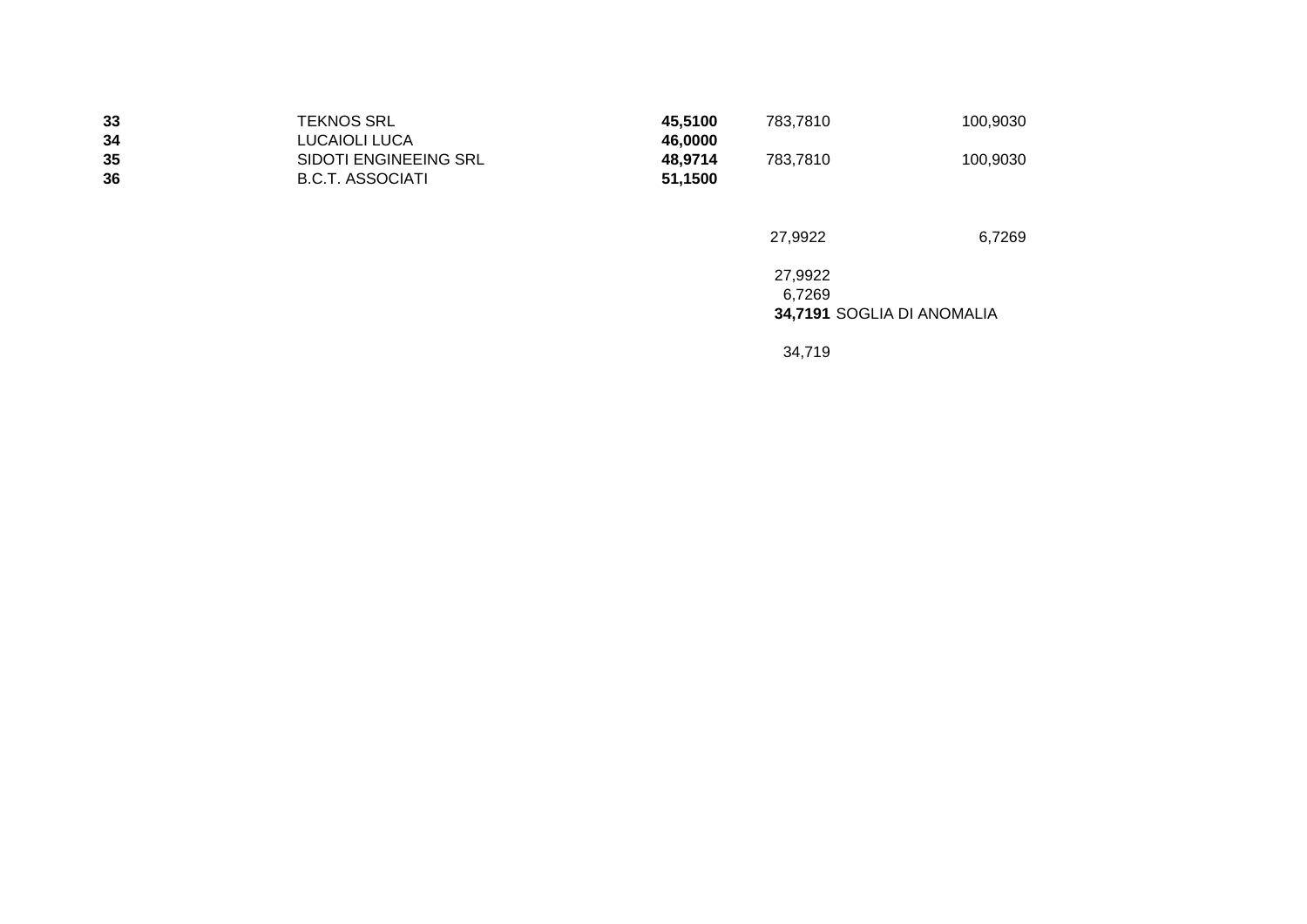| | | | | |
|---|---|---|---|---|
| **33** | TEKNOS SRL | **45,5100** | 783,7810 | 100,9030 |
| **34** | LUCAIOLI LUCA | **46,0000** | | |
| **35** | SIDOTI ENGINEEING SRL | **48,9714** | 783,7810 | 100,9030 |
| **36** | B.C.T. ASSOCIATI | **51,1500** | | |
| | | | 27,9922 | 6,7269 |

27,9922
6,7269
**34,7191** SOGLIA DI ANOMALIA

34,719